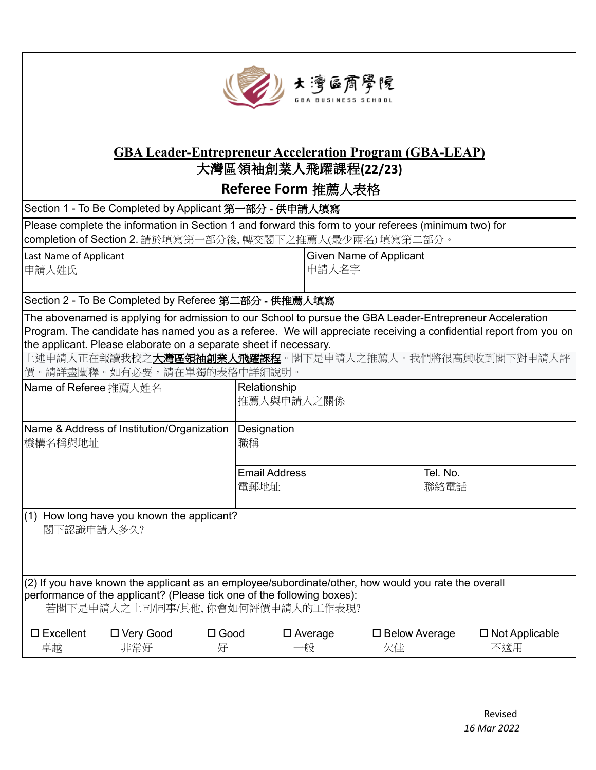大灣區商學院
GBA BUSINESS SCHOOL

# GBA Leader-Entrepreneur Acceleration Program (GBA-LEAP)

## 大灣區領袖創業人飛躍課程(22/23)

## Referee Form 推薦人表格

**Section 1 - To Be Completed by Applicant 第一部分 - 供申請人填寫**

Please complete the information in Section 1 and forward this form to your referees (minimum two) for completion of Section 2. 請於填寫第一部分後, 轉交閣下之推薦人(最少兩名) 填寫第二部分。

| | |
|---|---|
| Last Name of Applicant<br>申請人姓氏 | Given Name of Applicant<br>申請人名字 |

**Section 2 - To Be Completed by Referee 第二部分 - 供推薦人填寫**

The abovenamed is applying for admission to our School to pursue the GBA Leader-Entrepreneur Acceleration Program. The candidate has named you as a referee. We will appreciate receiving a confidential report from you on the applicant. Please elaborate on a separate sheet if necessary.
上述申請人正在報讀我校之**大灣區領袖創業人飛躍課程**。閣下是申請人之推薦人。我們將很高興收到閣下對申請人評價。請詳盡闡釋。如有必要，請在單獨的表格中詳細說明。

| | | |
|---|---|---|
| Name of Referee 推薦人姓名 | Relationship<br>推薦人與申請人之關係 | |
| Name & Address of Institution/Organization<br>機構名稱與地址 | Designation<br>職稱 | |
| | Email Address<br>電郵地址 | Tel. No.<br>聯絡電話 |

(1) How long have you known the applicant?
閣下認識申請人多久?

(2) If you have known the applicant as an employee/subordinate/other, how would you rate the overall performance of the applicant? (Please tick one of the following boxes):
若閣下是申請人之上司/同事/其他, 你會如何評價申請人的工作表現?

☐ Excellent 卓越 ☐ Very Good 非常好 ☐ Good 好 ☐ Average 一般 ☐ Below Average 欠佳 ☐ Not Applicable 不適用

Revised
*16 Mar 2022*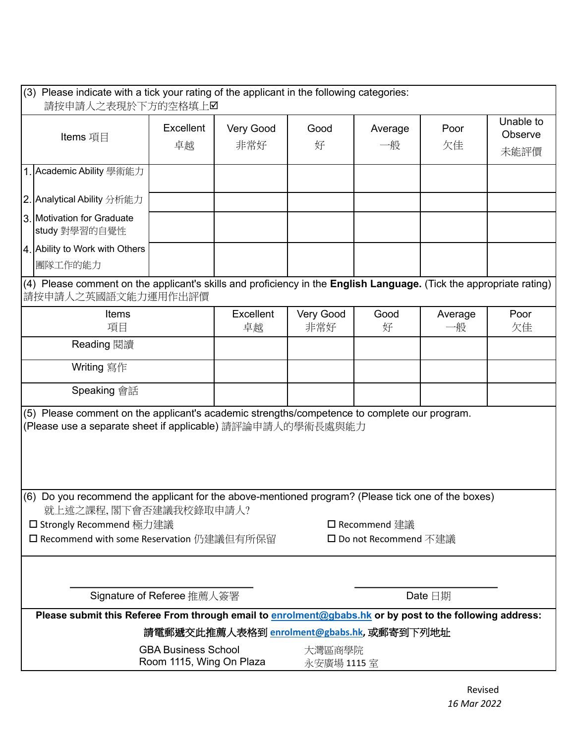(3) Please indicate with a tick your rating of the applicant in the following categories:
請按申請人之表現於下方的空格填上☑

| Items 項目 | Excellent 卓越 | Very Good 非常好 | Good 好 | Average 一般 | Poor 欠佳 | Unable to Observe 未能評價 |
|---|---|---|---|---|---|---|
| 1. Academic Ability 學術能力 | | | | | | |
| 2. Analytical Ability 分析能力 | | | | | | |
| 3. Motivation for Graduate study 對學習的自覺性 | | | | | | |
| 4. Ability to Work with Others 團隊工作的能力 | | | | | | |

(4) Please comment on the applicant's skills and proficiency in the **English Language.** (Tick the appropriate rating)
請按申請人之英國語文能力運用作出評價

| Items 項目 | Excellent 卓越 | Very Good 非常好 | Good 好 | Average 一般 | Poor 欠佳 |
|---|---|---|---|---|---|
| Reading 閱讀 | | | | | |
| Writing 寫作 | | | | | |
| Speaking 會話 | | | | | |

(5) Please comment on the applicant's academic strengths/competence to complete our program.
(Please use a separate sheet if applicable) 請評論申請人的學術長處與能力

(6) Do you recommend the applicant for the above-mentioned program? (Please tick one of the boxes)
就上述之課程, 閣下會否建議我校錄取申請人?

☐ Strongly Recommend 極力建議
☐ Recommend 建議
☐ Recommend with some Reservation 仍建議但有所保留
☐ Do not Recommend 不建議

Signature of Referee 推薦人簽署

Date 日期

**Please submit this Referee From through email to enrolment@gbabs.hk or by post to the following address:**

**請電郵遞交此推薦人表格到 enrolment@gbabs.hk, 或郵寄到下列地址**

GBA Business School
Room 1115, Wing On Plaza

大灣區商學院
永安廣場 1115 室

Revised
*16 Mar 2022*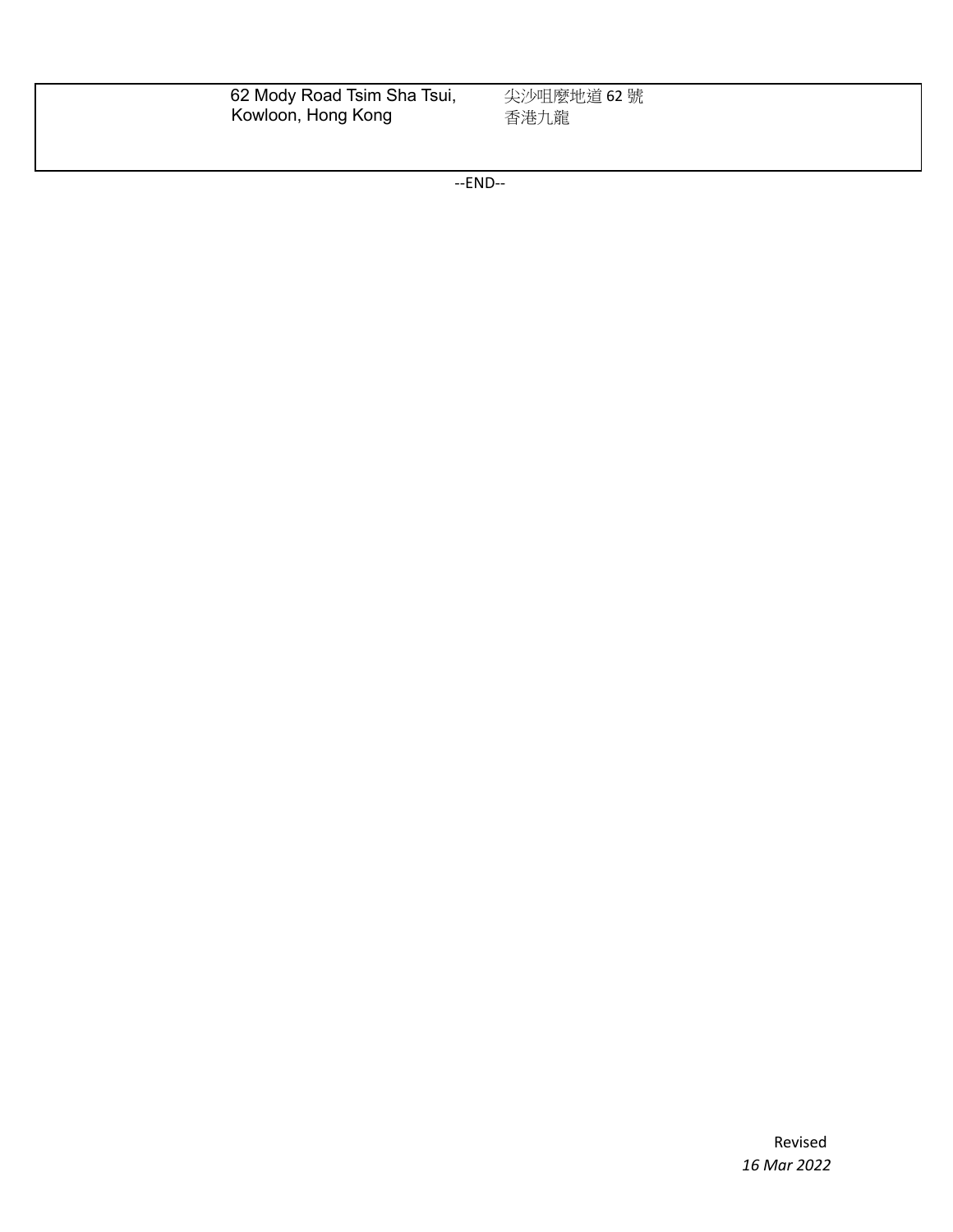| | | |
|---|---|---|
| | 62 Mody Road Tsim Sha Tsui,<br>Kowloon, Hong Kong | 尖沙咀麼地道 62 號<br>香港九龍 |

--END--

Revised
*16 Mar 2022*